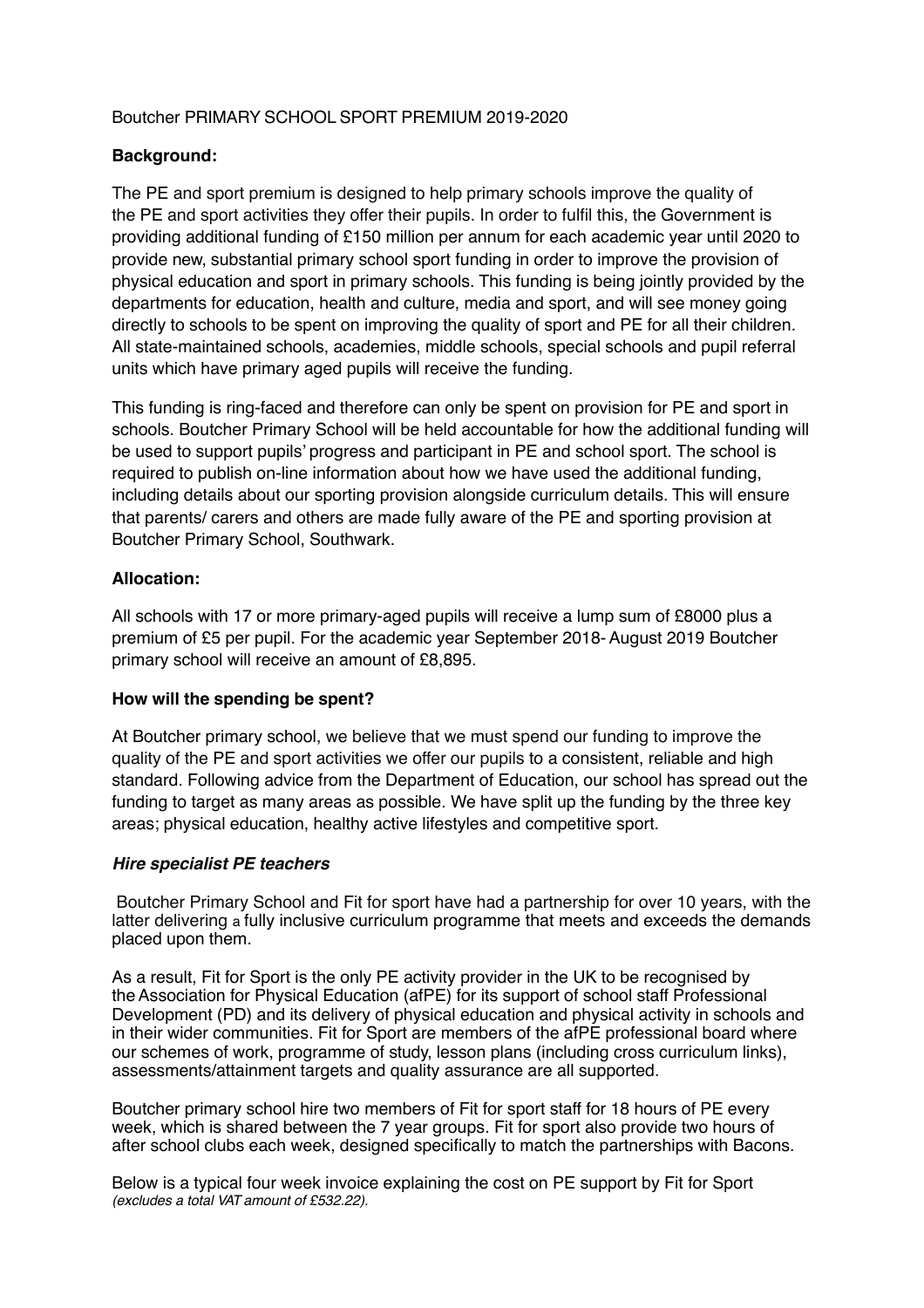Boutcher PRIMARY SCHOOL SPORT PREMIUM 2019-2020

**Background:**

The PE and sport premium is designed to help primary schools improve the quality of the PE and sport activities they offer their pupils. In order to fulfil this, the Government is providing additional funding of £150 million per annum for each academic year until 2020 to provide new, substantial primary school sport funding in order to improve the provision of physical education and sport in primary schools. This funding is being jointly provided by the departments for education, health and culture, media and sport, and will see money going directly to schools to be spent on improving the quality of sport and PE for all their children. All state-maintained schools, academies, middle schools, special schools and pupil referral units which have primary aged pupils will receive the funding.

This funding is ring-faced and therefore can only be spent on provision for PE and sport in schools. Boutcher Primary School will be held accountable for how the additional funding will be used to support pupils' progress and participant in PE and school sport. The school is required to publish on-line information about how we have used the additional funding, including details about our sporting provision alongside curriculum details. This will ensure that parents/ carers and others are made fully aware of the PE and sporting provision at Boutcher Primary School, Southwark.

**Allocation:**

All schools with 17 or more primary-aged pupils will receive a lump sum of £8000 plus a premium of £5 per pupil. For the academic year September 2018- August 2019 Boutcher primary school will receive an amount of £8,895.

**How will the spending be spent?**

At Boutcher primary school, we believe that we must spend our funding to improve the quality of the PE and sport activities we offer our pupils to a consistent, reliable and high standard. Following advice from the Department of Education, our school has spread out the funding to target as many areas as possible. We have split up the funding by the three key areas; physical education, healthy active lifestyles and competitive sport.

***Hire specialist PE teachers***

Boutcher Primary School and Fit for sport have had a partnership for over 10 years, with the latter delivering a fully inclusive curriculum programme that meets and exceeds the demands placed upon them.

As a result, Fit for Sport is the only PE activity provider in the UK to be recognised by the Association for Physical Education (afPE) for its support of school staff Professional Development (PD) and its delivery of physical education and physical activity in schools and in their wider communities. Fit for Sport are members of the afPE professional board where our schemes of work, programme of study, lesson plans (including cross curriculum links), assessments/attainment targets and quality assurance are all supported.

Boutcher primary school hire two members of Fit for sport staff for 18 hours of PE every week, which is shared between the 7 year groups. Fit for sport also provide two hours of after school clubs each week, designed specifically to match the partnerships with Bacons.

Below is a typical four week invoice explaining the cost on PE support by Fit for Sport *(excludes a total VAT amount of £532.22).*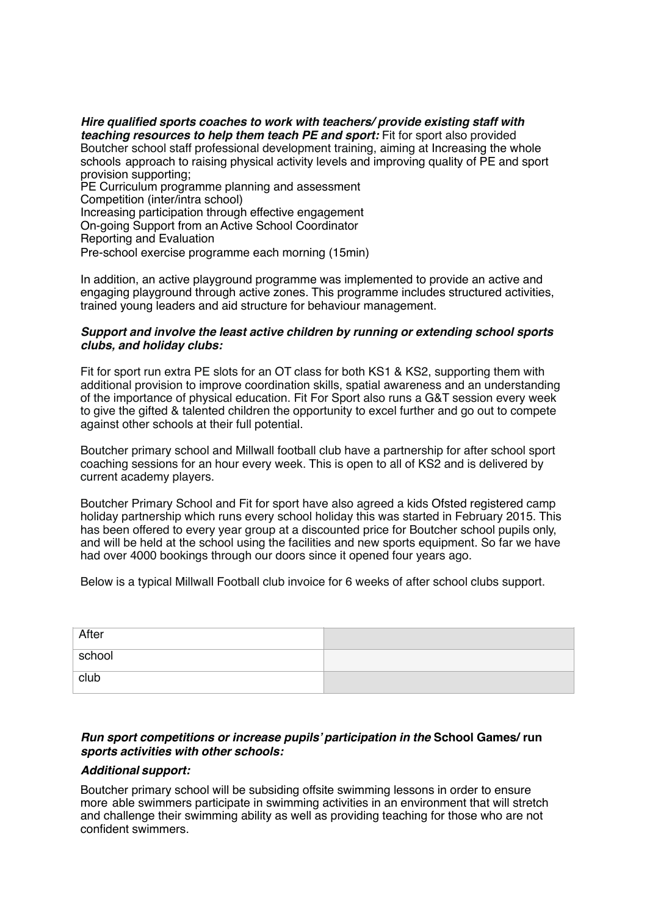***Hire qualified sports coaches to work with teachers/ provide existing staff with teaching resources to help them teach PE and sport:*** Fit for sport also provided Boutcher school staff professional development training, aiming at Increasing the whole schools approach to raising physical activity levels and improving quality of PE and sport provision supporting;
PE Curriculum programme planning and assessment
Competition (inter/intra school)
Increasing participation through effective engagement
On-going Support from an Active School Coordinator
Reporting and Evaluation
Pre-school exercise programme each morning (15min)

In addition, an active playground programme was implemented to provide an active and engaging playground through active zones. This programme includes structured activities, trained young leaders and aid structure for behaviour management.

***Support and involve the least active children by running or extending school sports clubs, and holiday clubs:***

Fit for sport run extra PE slots for an OT class for both KS1 & KS2, supporting them with additional provision to improve coordination skills, spatial awareness and an understanding of the importance of physical education. Fit For Sport also runs a G&T session every week to give the gifted & talented children the opportunity to excel further and go out to compete against other schools at their full potential.

Boutcher primary school and Millwall football club have a partnership for after school sport coaching sessions for an hour every week. This is open to all of KS2 and is delivered by current academy players.

Boutcher Primary School and Fit for sport have also agreed a kids Ofsted registered camp holiday partnership which runs every school holiday this was started in February 2015. This has been offered to every year group at a discounted price for Boutcher school pupils only, and will be held at the school using the facilities and new sports equipment. So far we have had over 4000 bookings through our doors since it opened four years ago.

Below is a typical Millwall Football club invoice for 6 weeks of after school clubs support.

| After | |
|---|---|
| school | |
| club | |

***Run sport competitions or increase pupils' participation in the* School Games/ run *sports activities with other schools:***

***Additional support:***

Boutcher primary school will be subsiding offsite swimming lessons in order to ensure more able swimmers participate in swimming activities in an environment that will stretch and challenge their swimming ability as well as providing teaching for those who are not confident swimmers.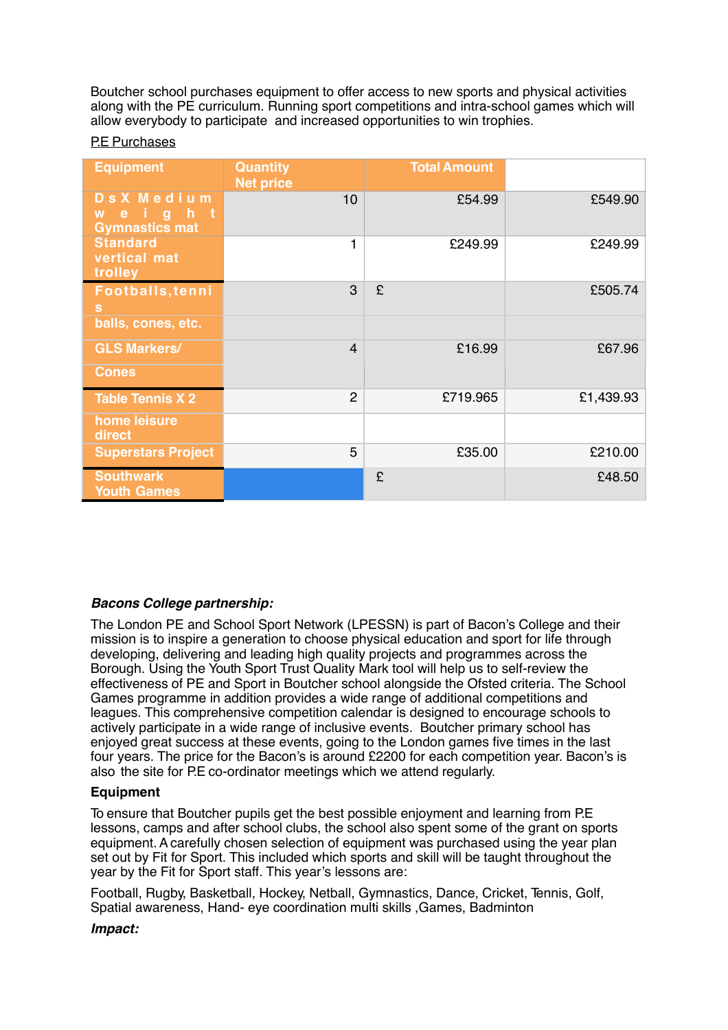Boutcher school purchases equipment to offer access to new sports and physical activities along with the PE curriculum. Running sport competitions and intra-school games which will allow everybody to participate  and increased opportunities to win trophies.

P.E Purchases

| Equipment | Quantity Net price | Total Amount | |
|---|---|---|---|
| DsX Medium weight Gymnastics mat | 10 | £54.99 | £549.90 |
| Standard vertical mat trolley | 1 | £249.99 | £249.99 |
| Footballs,tennis balls, cones, etc. | 3 | £ | £505.74 |
| GLS Markers/ Cones | 4 | £16.99 | £67.96 |
| Table Tennis X 2 | 2 | £719.965 | £1,439.93 |
| home leisure direct | | | |
| Superstars Project | 5 | £35.00 | £210.00 |
| Southwark Youth Games | | £ | £48.50 |

***Bacons College partnership:***

The London PE and School Sport Network (LPESSN) is part of Bacon's College and their mission is to inspire a generation to choose physical education and sport for life through developing, delivering and leading high quality projects and programmes across the Borough. Using the Youth Sport Trust Quality Mark tool will help us to self-review the effectiveness of PE and Sport in Boutcher school alongside the Ofsted criteria. The School Games programme in addition provides a wide range of additional competitions and leagues. This comprehensive competition calendar is designed to encourage schools to actively participate in a wide range of inclusive events.  Boutcher primary school has enjoyed great success at these events, going to the London games five times in the last four years. The price for the Bacon's is around £2200 for each competition year. Bacon's is also  the site for P.E co-ordinator meetings which we attend regularly.

**Equipment**

To ensure that Boutcher pupils get the best possible enjoyment and learning from P.E lessons, camps and after school clubs, the school also spent some of the grant on sports equipment. A carefully chosen selection of equipment was purchased using the year plan set out by Fit for Sport. This included which sports and skill will be taught throughout the year by the Fit for Sport staff. This year's lessons are:

Football, Rugby, Basketball, Hockey, Netball, Gymnastics, Dance, Cricket, Tennis, Golf, Spatial awareness, Hand- eye coordination multi skills ,Games, Badminton

***Impact:***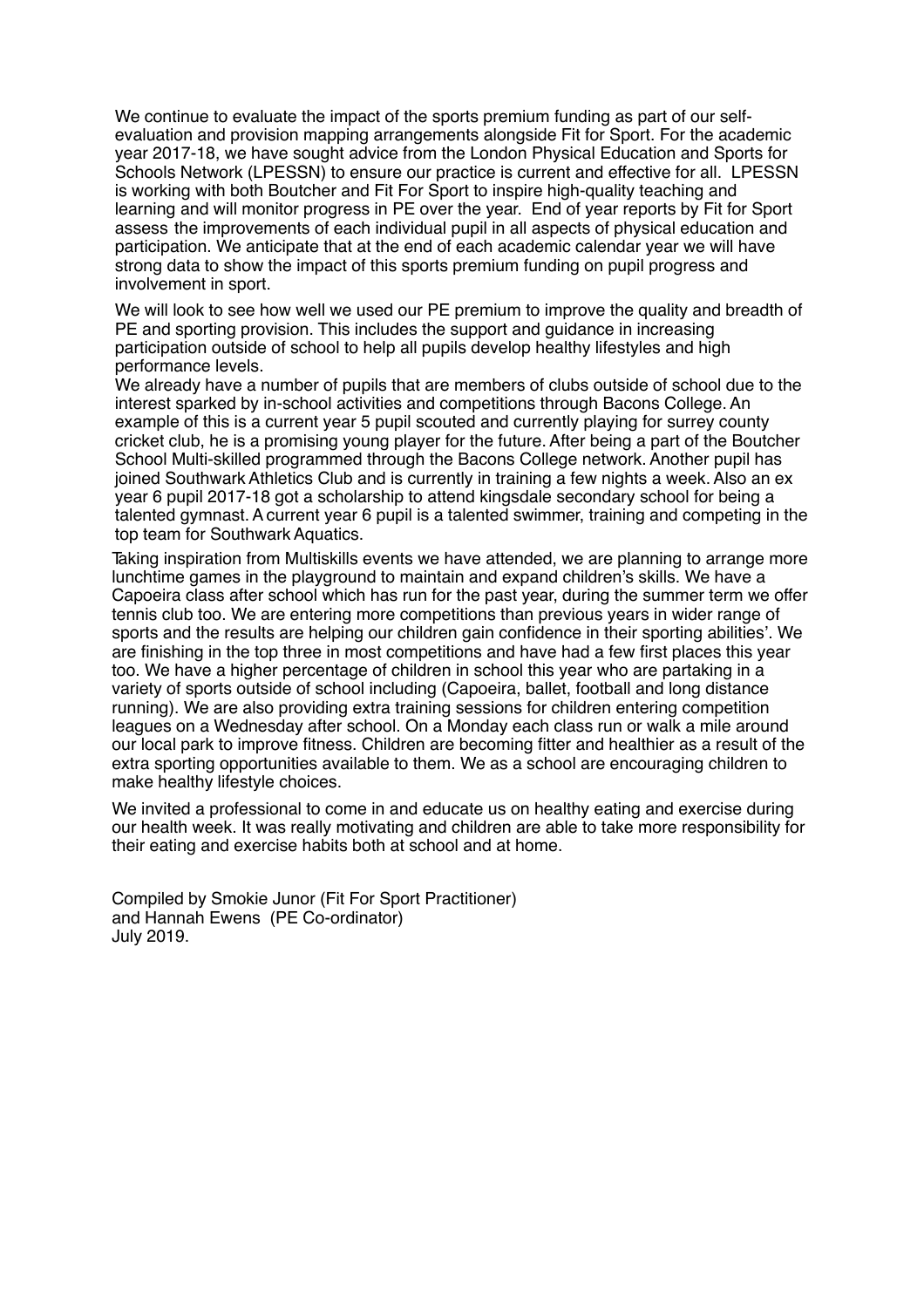We continue to evaluate the impact of the sports premium funding as part of our self-evaluation and provision mapping arrangements alongside Fit for Sport. For the academic year 2017-18, we have sought advice from the London Physical Education and Sports for Schools Network (LPESSN) to ensure our practice is current and effective for all. LPESSN is working with both Boutcher and Fit For Sport to inspire high-quality teaching and learning and will monitor progress in PE over the year. End of year reports by Fit for Sport assess the improvements of each individual pupil in all aspects of physical education and participation. We anticipate that at the end of each academic calendar year we will have strong data to show the impact of this sports premium funding on pupil progress and involvement in sport.

We will look to see how well we used our PE premium to improve the quality and breadth of PE and sporting provision. This includes the support and guidance in increasing participation outside of school to help all pupils develop healthy lifestyles and high performance levels.
We already have a number of pupils that are members of clubs outside of school due to the interest sparked by in-school activities and competitions through Bacons College. An example of this is a current year 5 pupil scouted and currently playing for surrey county cricket club, he is a promising young player for the future. After being a part of the Boutcher School Multi-skilled programmed through the Bacons College network. Another pupil has joined Southwark Athletics Club and is currently in training a few nights a week. Also an ex year 6 pupil 2017-18 got a scholarship to attend kingsdale secondary school for being a talented gymnast. A current year 6 pupil is a talented swimmer, training and competing in the top team for Southwark Aquatics.

Taking inspiration from Multiskills events we have attended, we are planning to arrange more lunchtime games in the playground to maintain and expand children's skills. We have a Capoeira class after school which has run for the past year, during the summer term we offer tennis club too. We are entering more competitions than previous years in wider range of sports and the results are helping our children gain confidence in their sporting abilities'. We are finishing in the top three in most competitions and have had a few first places this year too. We have a higher percentage of children in school this year who are partaking in a variety of sports outside of school including (Capoeira, ballet, football and long distance running). We are also providing extra training sessions for children entering competition leagues on a Wednesday after school. On a Monday each class run or walk a mile around our local park to improve fitness. Children are becoming fitter and healthier as a result of the extra sporting opportunities available to them. We as a school are encouraging children to make healthy lifestyle choices.

We invited a professional to come in and educate us on healthy eating and exercise during our health week. It was really motivating and children are able to take more responsibility for their eating and exercise habits both at school and at home.

Compiled by Smokie Junor (Fit For Sport Practitioner)
and Hannah Ewens (PE Co-ordinator)
July 2019.